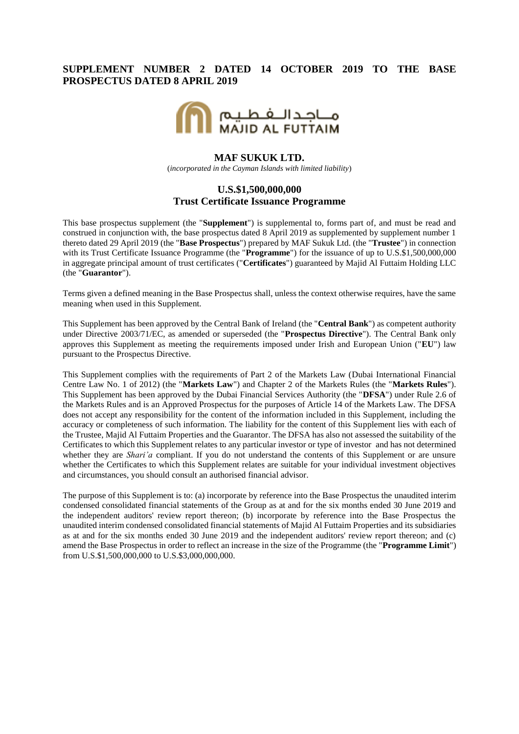# SUPPLEMENT NUMBER 2 DATED 14 OCTOBER 2019 TO THE BASE PROSPECTUS DATED 8 APRIL 2019

مــاجـدالـفـطـيـم
MAJID AL FUTTAIM

## MAF SUKUK LTD.

(*incorporated in the Cayman Islands with limited liability*)

## U.S.$1,500,000,000
## Trust Certificate Issuance Programme

This base prospectus supplement (the "**Supplement**") is supplemental to, forms part of, and must be read and construed in conjunction with, the base prospectus dated 8 April 2019 as supplemented by supplement number 1 thereto dated 29 April 2019 (the "**Base Prospectus**") prepared by MAF Sukuk Ltd. (the "**Trustee**") in connection with its Trust Certificate Issuance Programme (the "**Programme**") for the issuance of up to U.S.$1,500,000,000 in aggregate principal amount of trust certificates ("**Certificates**") guaranteed by Majid Al Futtaim Holding LLC (the "**Guarantor**").

Terms given a defined meaning in the Base Prospectus shall, unless the context otherwise requires, have the same meaning when used in this Supplement.

This Supplement has been approved by the Central Bank of Ireland (the "**Central Bank**") as competent authority under Directive 2003/71/EC, as amended or superseded (the "**Prospectus Directive**"). The Central Bank only approves this Supplement as meeting the requirements imposed under Irish and European Union ("**EU**") law pursuant to the Prospectus Directive.

This Supplement complies with the requirements of Part 2 of the Markets Law (Dubai International Financial Centre Law No. 1 of 2012) (the "**Markets Law**") and Chapter 2 of the Markets Rules (the "**Markets Rules**"). This Supplement has been approved by the Dubai Financial Services Authority (the "**DFSA**") under Rule 2.6 of the Markets Rules and is an Approved Prospectus for the purposes of Article 14 of the Markets Law. The DFSA does not accept any responsibility for the content of the information included in this Supplement, including the accuracy or completeness of such information. The liability for the content of this Supplement lies with each of the Trustee, Majid Al Futtaim Properties and the Guarantor. The DFSA has also not assessed the suitability of the Certificates to which this Supplement relates to any particular investor or type of investor and has not determined whether they are *Shari'a* compliant. If you do not understand the contents of this Supplement or are unsure whether the Certificates to which this Supplement relates are suitable for your individual investment objectives and circumstances, you should consult an authorised financial advisor.

The purpose of this Supplement is to: (a) incorporate by reference into the Base Prospectus the unaudited interim condensed consolidated financial statements of the Group as at and for the six months ended 30 June 2019 and the independent auditors' review report thereon; (b) incorporate by reference into the Base Prospectus the unaudited interim condensed consolidated financial statements of Majid Al Futtaim Properties and its subsidiaries as at and for the six months ended 30 June 2019 and the independent auditors' review report thereon; and (c) amend the Base Prospectus in order to reflect an increase in the size of the Programme (the "**Programme Limit**") from U.S.$1,500,000,000 to U.S.$3,000,000,000.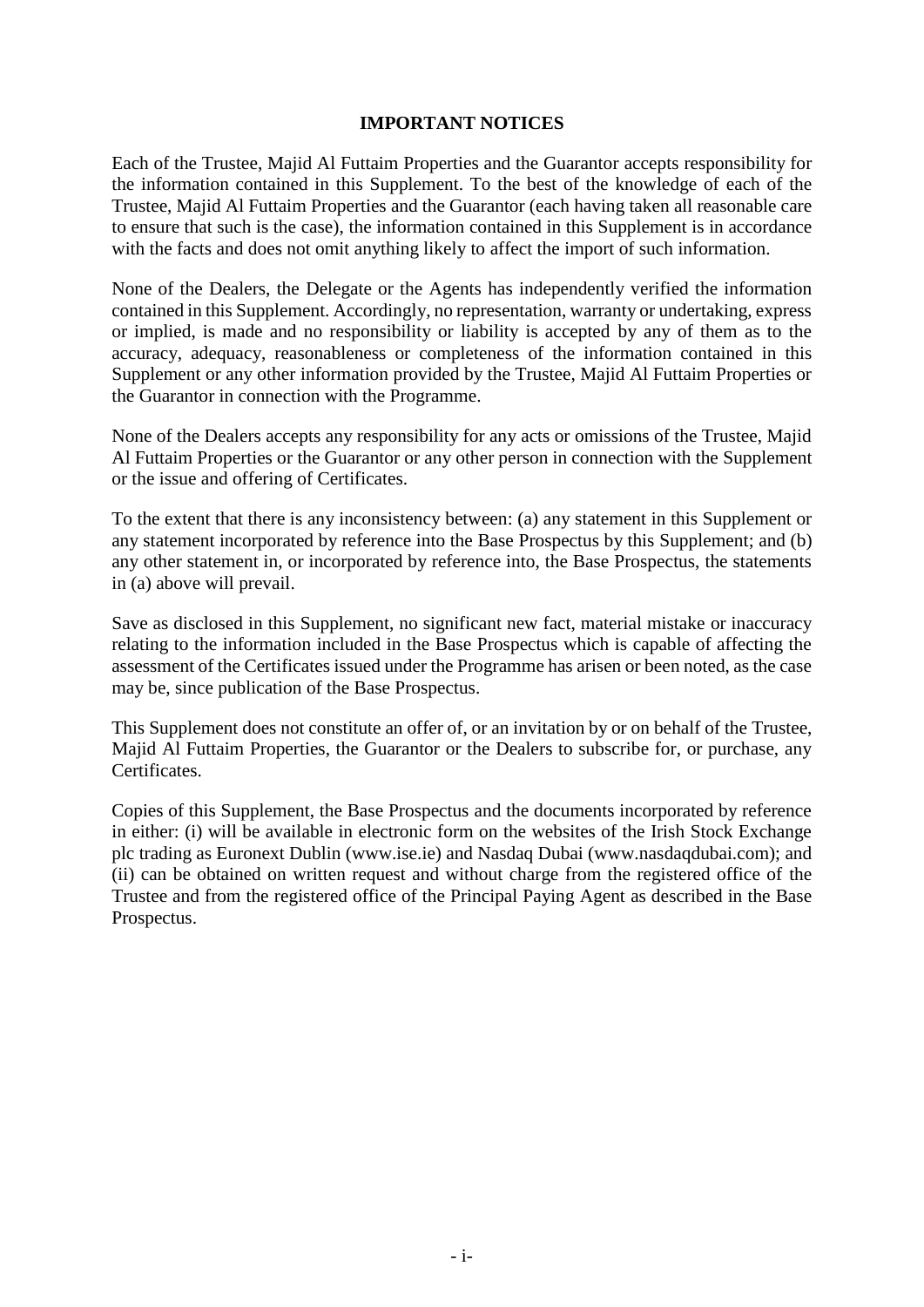## IMPORTANT NOTICES

Each of the Trustee, Majid Al Futtaim Properties and the Guarantor accepts responsibility for the information contained in this Supplement. To the best of the knowledge of each of the Trustee, Majid Al Futtaim Properties and the Guarantor (each having taken all reasonable care to ensure that such is the case), the information contained in this Supplement is in accordance with the facts and does not omit anything likely to affect the import of such information.

None of the Dealers, the Delegate or the Agents has independently verified the information contained in this Supplement. Accordingly, no representation, warranty or undertaking, express or implied, is made and no responsibility or liability is accepted by any of them as to the accuracy, adequacy, reasonableness or completeness of the information contained in this Supplement or any other information provided by the Trustee, Majid Al Futtaim Properties or the Guarantor in connection with the Programme.

None of the Dealers accepts any responsibility for any acts or omissions of the Trustee, Majid Al Futtaim Properties or the Guarantor or any other person in connection with the Supplement or the issue and offering of Certificates.

To the extent that there is any inconsistency between: (a) any statement in this Supplement or any statement incorporated by reference into the Base Prospectus by this Supplement; and (b) any other statement in, or incorporated by reference into, the Base Prospectus, the statements in (a) above will prevail.

Save as disclosed in this Supplement, no significant new fact, material mistake or inaccuracy relating to the information included in the Base Prospectus which is capable of affecting the assessment of the Certificates issued under the Programme has arisen or been noted, as the case may be, since publication of the Base Prospectus.

This Supplement does not constitute an offer of, or an invitation by or on behalf of the Trustee, Majid Al Futtaim Properties, the Guarantor or the Dealers to subscribe for, or purchase, any Certificates.

Copies of this Supplement, the Base Prospectus and the documents incorporated by reference in either: (i) will be available in electronic form on the websites of the Irish Stock Exchange plc trading as Euronext Dublin (www.ise.ie) and Nasdaq Dubai (www.nasdaqdubai.com); and (ii) can be obtained on written request and without charge from the registered office of the Trustee and from the registered office of the Principal Paying Agent as described in the Base Prospectus.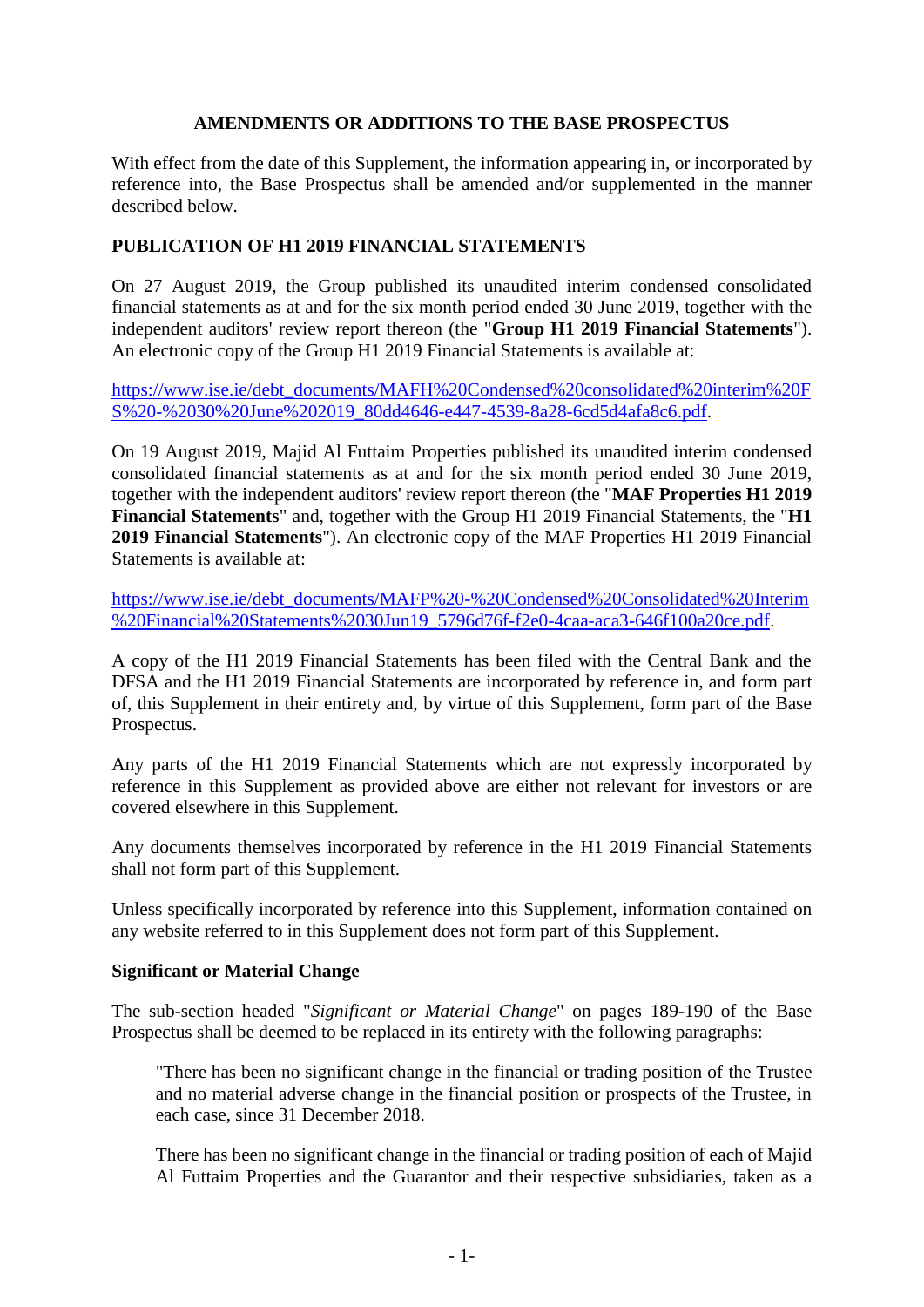## AMENDMENTS OR ADDITIONS TO THE BASE PROSPECTUS

With effect from the date of this Supplement, the information appearing in, or incorporated by reference into, the Base Prospectus shall be amended and/or supplemented in the manner described below.

### PUBLICATION OF H1 2019 FINANCIAL STATEMENTS

On 27 August 2019, the Group published its unaudited interim condensed consolidated financial statements as at and for the six month period ended 30 June 2019, together with the independent auditors' review report thereon (the "**Group H1 2019 Financial Statements**"). An electronic copy of the Group H1 2019 Financial Statements is available at:

https://www.ise.ie/debt_documents/MAFH%20Condensed%20consolidated%20interim%20FS%20-%2030%20June%202019_80dd4646-e447-4539-8a28-6cd5d4afa8c6.pdf.

On 19 August 2019, Majid Al Futtaim Properties published its unaudited interim condensed consolidated financial statements as at and for the six month period ended 30 June 2019, together with the independent auditors' review report thereon (the "**MAF Properties H1 2019 Financial Statements**" and, together with the Group H1 2019 Financial Statements, the "**H1 2019 Financial Statements**"). An electronic copy of the MAF Properties H1 2019 Financial Statements is available at:

https://www.ise.ie/debt_documents/MAFP%20-%20Condensed%20Consolidated%20Interim%20Financial%20Statements%2030Jun19_5796d76f-f2e0-4caa-aca3-646f100a20ce.pdf.

A copy of the H1 2019 Financial Statements has been filed with the Central Bank and the DFSA and the H1 2019 Financial Statements are incorporated by reference in, and form part of, this Supplement in their entirety and, by virtue of this Supplement, form part of the Base Prospectus.

Any parts of the H1 2019 Financial Statements which are not expressly incorporated by reference in this Supplement as provided above are either not relevant for investors or are covered elsewhere in this Supplement.

Any documents themselves incorporated by reference in the H1 2019 Financial Statements shall not form part of this Supplement.

Unless specifically incorporated by reference into this Supplement, information contained on any website referred to in this Supplement does not form part of this Supplement.

### Significant or Material Change

The sub-section headed "*Significant or Material Change*" on pages 189-190 of the Base Prospectus shall be deemed to be replaced in its entirety with the following paragraphs:

> "There has been no significant change in the financial or trading position of the Trustee and no material adverse change in the financial position or prospects of the Trustee, in each case, since 31 December 2018.
>
> There has been no significant change in the financial or trading position of each of Majid Al Futtaim Properties and the Guarantor and their respective subsidiaries, taken as a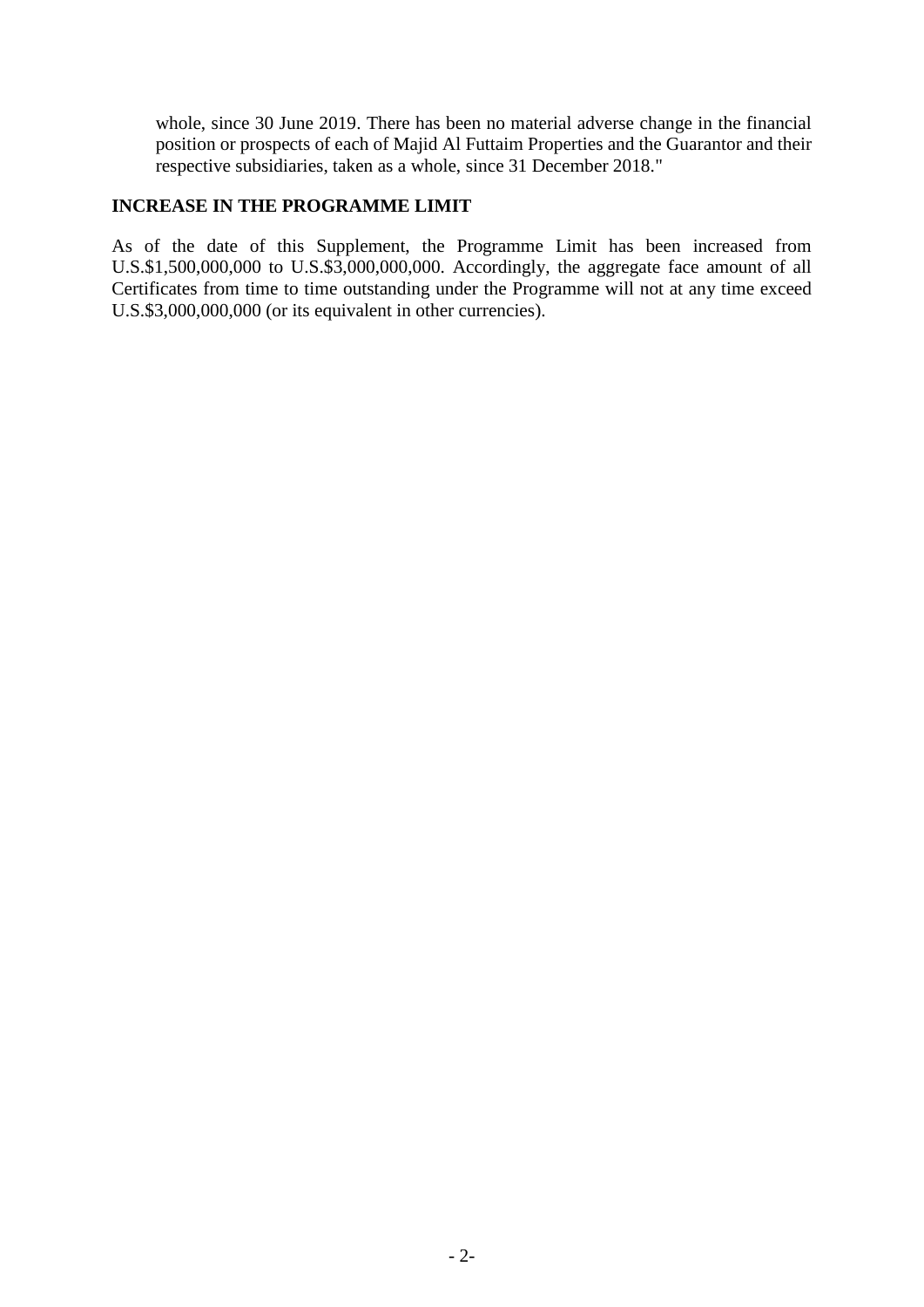whole, since 30 June 2019. There has been no material adverse change in the financial position or prospects of each of Majid Al Futtaim Properties and the Guarantor and their respective subsidiaries, taken as a whole, since 31 December 2018."

## INCREASE IN THE PROGRAMME LIMIT

As of the date of this Supplement, the Programme Limit has been increased from U.S.$1,500,000,000 to U.S.$3,000,000,000. Accordingly, the aggregate face amount of all Certificates from time to time outstanding under the Programme will not at any time exceed U.S.$3,000,000,000 (or its equivalent in other currencies).